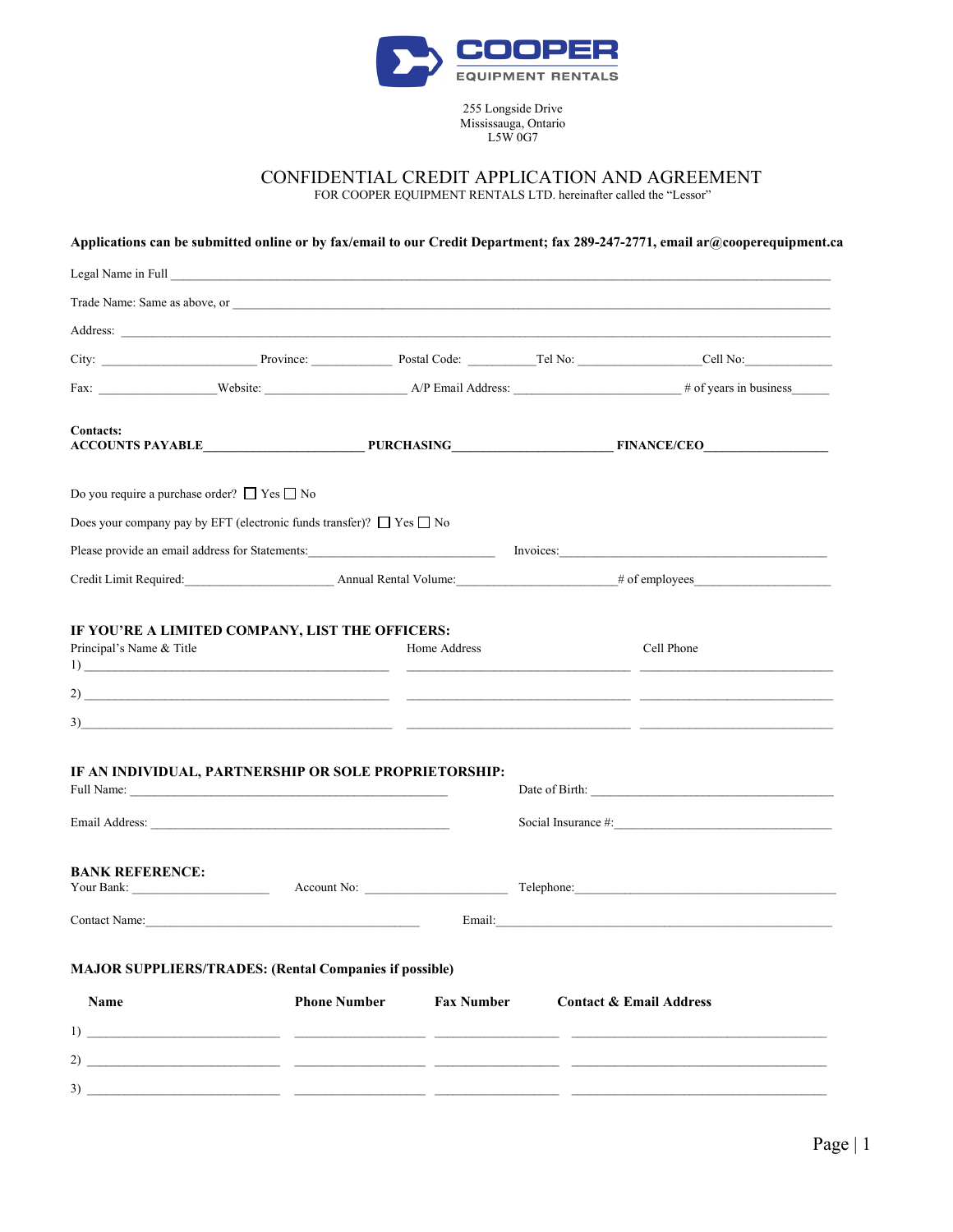COOPER EQUIPMENT RENTALS

255 Longside Drive
Mississauga, Ontario
L5W 0G7

# CONFIDENTIAL CREDIT APPLICATION AND AGREEMENT

FOR COOPER EQUIPMENT RENTALS LTD. hereinafter called the "Lessor"

**Applications can be submitted online or by fax/email to our Credit Department; fax 289-247-2771, email ar@cooperequipment.ca**

Legal Name in Full ______________________________________________

Trade Name: Same as above, or ______________________________________________

Address: ______________________________________________

City: ________________ Province: __________ Postal Code: __________ Tel No: ________________ Cell No: ____________

Fax: ______________ Website: ____________________ A/P Email Address: ______________________ # of years in business______

**Contacts:**
**ACCOUNTS PAYABLE**______________________ **PURCHASING**______________________ **FINANCE/CEO**__________________

Do you require a purchase order? ☐ Yes ☐ No

Does your company pay by EFT (electronic funds transfer)? ☐ Yes ☐ No

Please provide an email address for Statements:____________________________ Invoices:________________________________

Credit Limit Required:_____________________ Annual Rental Volume:______________________ # of employees____________________

## IF YOU'RE A LIMITED COMPANY, LIST THE OFFICERS:

| | Principal's Name & Title | Home Address | Cell Phone |
|---|---|---|---|
| 1) | | | |
| 2) | | | |
| 3) | | | |

## IF AN INDIVIDUAL, PARTNERSHIP OR SOLE PROPRIETORSHIP:

Full Name: ______________________________________ Date of Birth: ______________________________

Email Address: ______________________________________ Social Insurance #:______________________________

## BANK REFERENCE:

Your Bank: ____________________ Account No: ____________________ Telephone:______________________________

Contact Name:______________________________________ Email:______________________________________

## MAJOR SUPPLIERS/TRADES: (Rental Companies if possible)

| | Name | Phone Number | Fax Number | Contact & Email Address |
|---|---|---|---|---|
| 1) | | | | |
| 2) | | | | |
| 3) | | | | |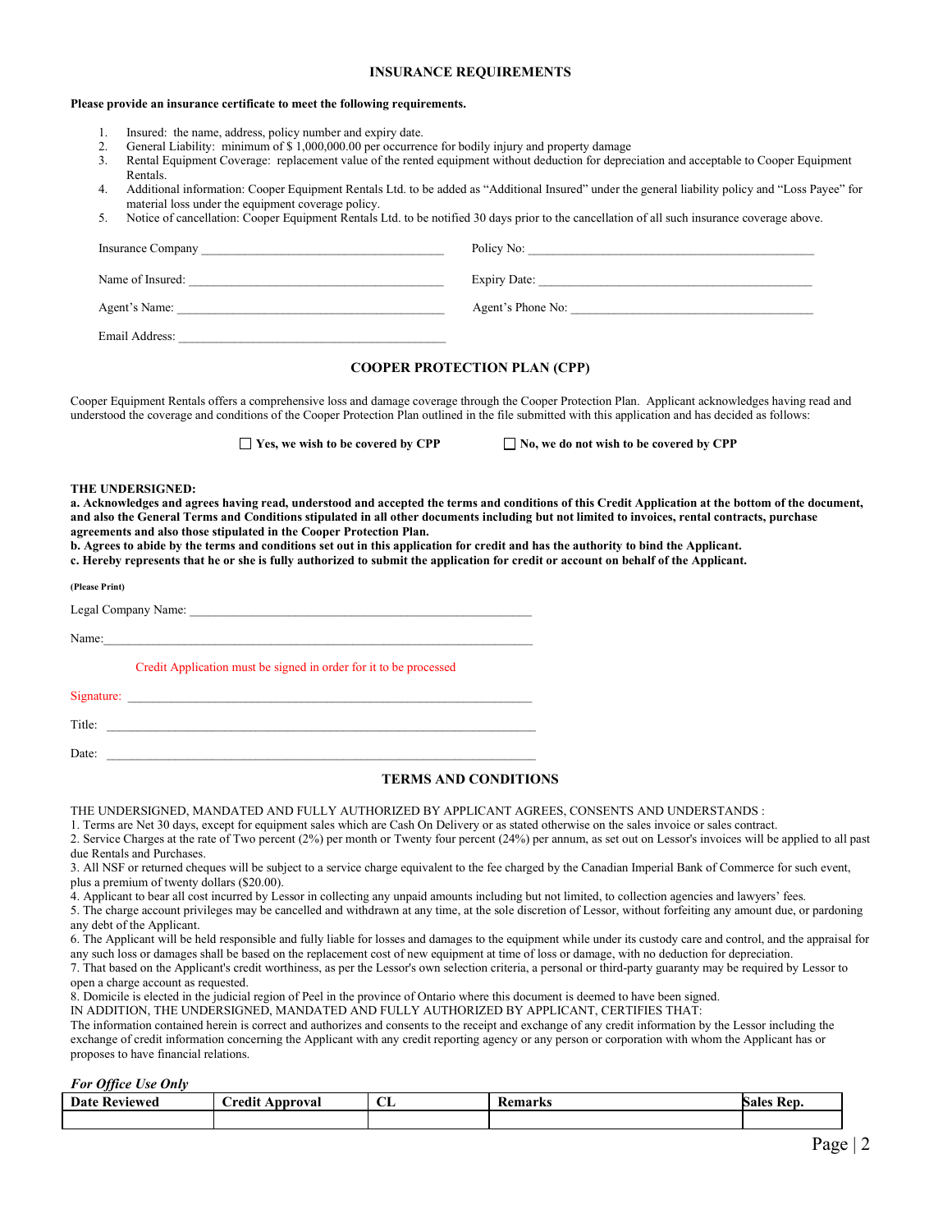## INSURANCE REQUIREMENTS

**Please provide an insurance certificate to meet the following requirements.**

1. Insured: the name, address, policy number and expiry date.
2. General Liability: minimum of $ 1,000,000.00 per occurrence for bodily injury and property damage
3. Rental Equipment Coverage: replacement value of the rented equipment without deduction for depreciation and acceptable to Cooper Equipment Rentals.
4. Additional information: Cooper Equipment Rentals Ltd. to be added as "Additional Insured" under the general liability policy and "Loss Payee" for material loss under the equipment coverage policy.
5. Notice of cancellation: Cooper Equipment Rentals Ltd. to be notified 30 days prior to the cancellation of all such insurance coverage above.

Insurance Company ______________________________ Policy No: ______________________________

Name of Insured: ______________________________ Expiry Date: ______________________________

Agent's Name: ______________________________ Agent's Phone No: ______________________________

Email Address: ______________________________

## COOPER PROTECTION PLAN (CPP)

Cooper Equipment Rentals offers a comprehensive loss and damage coverage through the Cooper Protection Plan. Applicant acknowledges having read and understood the coverage and conditions of the Cooper Protection Plan outlined in the file submitted with this application and has decided as follows:

☐ **Yes, we wish to be covered by CPP** ☐ **No, we do not wish to be covered by CPP**

**THE UNDERSIGNED:**

**a. Acknowledges and agrees having read, understood and accepted the terms and conditions of this Credit Application at the bottom of the document, and also the General Terms and Conditions stipulated in all other documents including but not limited to invoices, rental contracts, purchase agreements and also those stipulated in the Cooper Protection Plan.**

**b. Agrees to abide by the terms and conditions set out in this application for credit and has the authority to bind the Applicant.**

**c. Hereby represents that he or she is fully authorized to submit the application for credit or account on behalf of the Applicant.**

**(Please Print)**

Legal Company Name: ______________________________

Name: ______________________________

Credit Application must be signed in order for it to be processed

Signature: ______________________________

Title: ______________________________

Date: ______________________________

## TERMS AND CONDITIONS

THE UNDERSIGNED, MANDATED AND FULLY AUTHORIZED BY APPLICANT AGREES, CONSENTS AND UNDERSTANDS :

1. Terms are Net 30 days, except for equipment sales which are Cash On Delivery or as stated otherwise on the sales invoice or sales contract.
2. Service Charges at the rate of Two percent (2%) per month or Twenty four percent (24%) per annum, as set out on Lessor's invoices will be applied to all past due Rentals and Purchases.
3. All NSF or returned cheques will be subject to a service charge equivalent to the fee charged by the Canadian Imperial Bank of Commerce for such event, plus a premium of twenty dollars ($20.00).
4. Applicant to bear all cost incurred by Lessor in collecting any unpaid amounts including but not limited, to collection agencies and lawyers' fees.
5. The charge account privileges may be cancelled and withdrawn at any time, at the sole discretion of Lessor, without forfeiting any amount due, or pardoning any debt of the Applicant.
6. The Applicant will be held responsible and fully liable for losses and damages to the equipment while under its custody care and control, and the appraisal for any such loss or damages shall be based on the replacement cost of new equipment at time of loss or damage, with no deduction for depreciation.
7. That based on the Applicant's credit worthiness, as per the Lessor's own selection criteria, a personal or third-party guaranty may be required by Lessor to open a charge account as requested.
8. Domicile is elected in the judicial region of Peel in the province of Ontario where this document is deemed to have been signed.

IN ADDITION, THE UNDERSIGNED, MANDATED AND FULLY AUTHORIZED BY APPLICANT, CERTIFIES THAT:

The information contained herein is correct and authorizes and consents to the receipt and exchange of any credit information by the Lessor including the exchange of credit information concerning the Applicant with any credit reporting agency or any person or corporation with whom the Applicant has or proposes to have financial relations.

***For Office Use Only***

| Date Reviewed | Credit Approval | CL | Remarks | Sales Rep. |
|---|---|---|---|---|
| | | | | |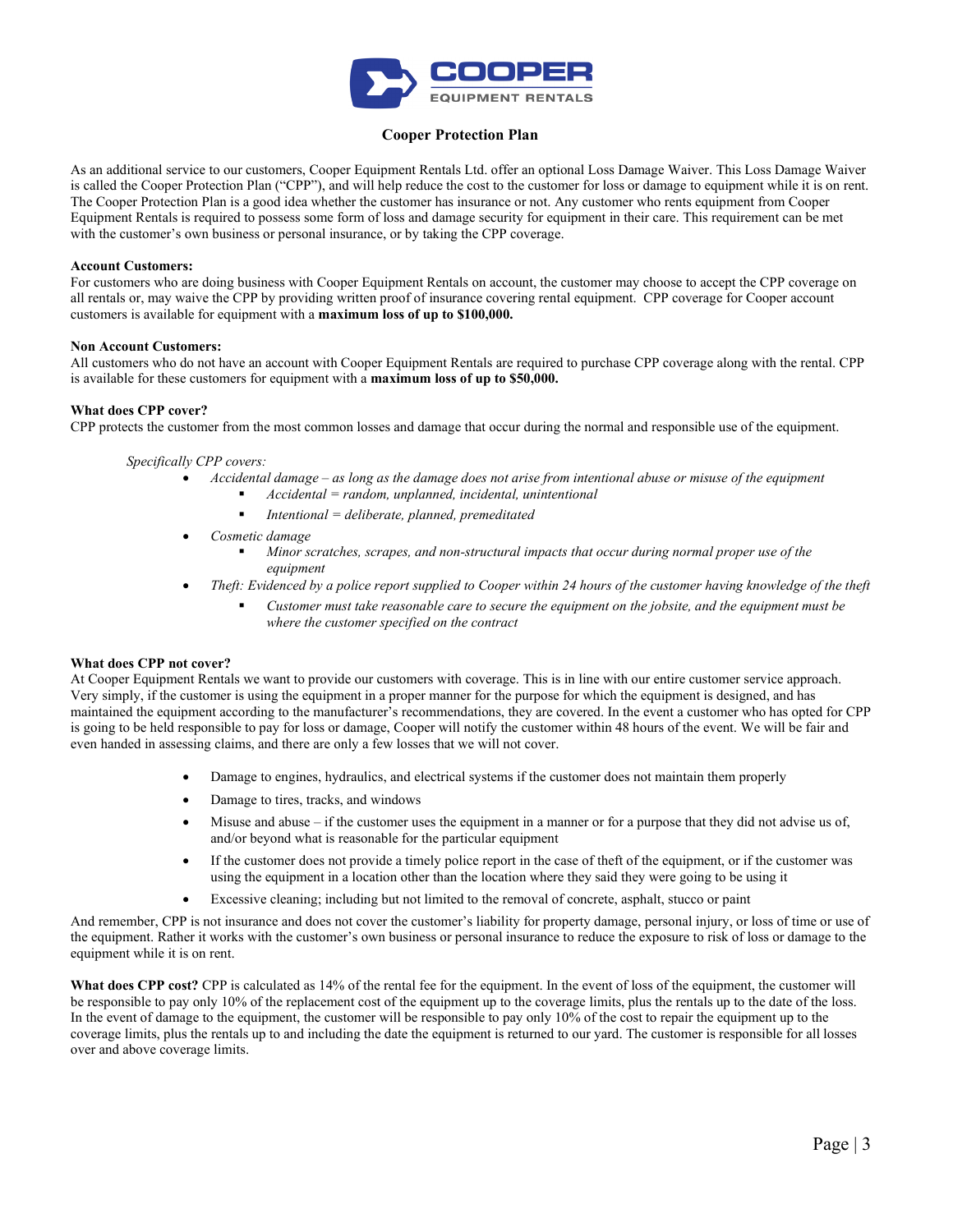# Cooper Protection Plan

As an additional service to our customers, Cooper Equipment Rentals Ltd. offer an optional Loss Damage Waiver. This Loss Damage Waiver is called the Cooper Protection Plan ("CPP"), and will help reduce the cost to the customer for loss or damage to equipment while it is on rent. The Cooper Protection Plan is a good idea whether the customer has insurance or not. Any customer who rents equipment from Cooper Equipment Rentals is required to possess some form of loss and damage security for equipment in their care. This requirement can be met with the customer's own business or personal insurance, or by taking the CPP coverage.

**Account Customers:**
For customers who are doing business with Cooper Equipment Rentals on account, the customer may choose to accept the CPP coverage on all rentals or, may waive the CPP by providing written proof of insurance covering rental equipment. CPP coverage for Cooper account customers is available for equipment with a **maximum loss of up to $100,000.**

**Non Account Customers:**
All customers who do not have an account with Cooper Equipment Rentals are required to purchase CPP coverage along with the rental. CPP is available for these customers for equipment with a **maximum loss of up to $50,000.**

**What does CPP cover?**
CPP protects the customer from the most common losses and damage that occur during the normal and responsible use of the equipment.

*Specifically CPP covers:*

- *Accidental damage – as long as the damage does not arise from intentional abuse or misuse of the equipment*
  - *Accidental = random, unplanned, incidental, unintentional*
  - *Intentional = deliberate, planned, premeditated*
- *Cosmetic damage*
  - *Minor scratches, scrapes, and non-structural impacts that occur during normal proper use of the equipment*
- *Theft: Evidenced by a police report supplied to Cooper within 24 hours of the customer having knowledge of the theft*
  - *Customer must take reasonable care to secure the equipment on the jobsite, and the equipment must be where the customer specified on the contract*

**What does CPP not cover?**
At Cooper Equipment Rentals we want to provide our customers with coverage. This is in line with our entire customer service approach. Very simply, if the customer is using the equipment in a proper manner for the purpose for which the equipment is designed, and has maintained the equipment according to the manufacturer's recommendations, they are covered. In the event a customer who has opted for CPP is going to be held responsible to pay for loss or damage, Cooper will notify the customer within 48 hours of the event. We will be fair and even handed in assessing claims, and there are only a few losses that we will not cover.

- Damage to engines, hydraulics, and electrical systems if the customer does not maintain them properly
- Damage to tires, tracks, and windows
- Misuse and abuse – if the customer uses the equipment in a manner or for a purpose that they did not advise us of, and/or beyond what is reasonable for the particular equipment
- If the customer does not provide a timely police report in the case of theft of the equipment, or if the customer was using the equipment in a location other than the location where they said they were going to be using it
- Excessive cleaning; including but not limited to the removal of concrete, asphalt, stucco or paint

And remember, CPP is not insurance and does not cover the customer's liability for property damage, personal injury, or loss of time or use of the equipment. Rather it works with the customer's own business or personal insurance to reduce the exposure to risk of loss or damage to the equipment while it is on rent.

**What does CPP cost?** CPP is calculated as 14% of the rental fee for the equipment. In the event of loss of the equipment, the customer will be responsible to pay only 10% of the replacement cost of the equipment up to the coverage limits, plus the rentals up to the date of the loss. In the event of damage to the equipment, the customer will be responsible to pay only 10% of the cost to repair the equipment up to the coverage limits, plus the rentals up to and including the date the equipment is returned to our yard. The customer is responsible for all losses over and above coverage limits.